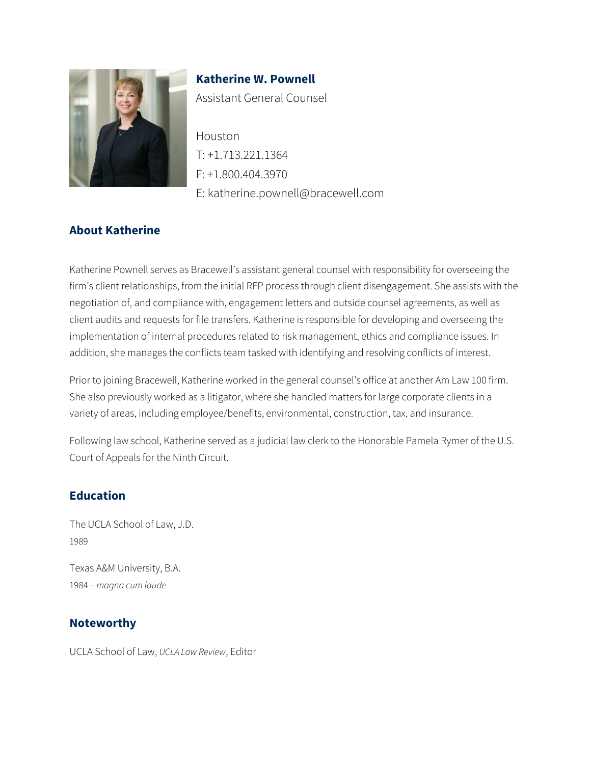**Katherine W. Pownell**
Assistant General Counsel

Houston
T: +1.713.221.1364
F: +1.800.404.3970
E: katherine.pownell@bracewell.com

## About Katherine

Katherine Pownell serves as Bracewell's assistant general counsel with responsibility for overseeing the firm's client relationships, from the initial RFP process through client disengagement. She assists with the negotiation of, and compliance with, engagement letters and outside counsel agreements, as well as client audits and requests for file transfers. Katherine is responsible for developing and overseeing the implementation of internal procedures related to risk management, ethics and compliance issues. In addition, she manages the conflicts team tasked with identifying and resolving conflicts of interest.

Prior to joining Bracewell, Katherine worked in the general counsel's office at another Am Law 100 firm. She also previously worked as a litigator, where she handled matters for large corporate clients in a variety of areas, including employee/benefits, environmental, construction, tax, and insurance.

Following law school, Katherine served as a judicial law clerk to the Honorable Pamela Rymer of the U.S. Court of Appeals for the Ninth Circuit.

## Education

The UCLA School of Law, J.D.
1989

Texas A&M University, B.A.
1984 – *magna cum laude*

## Noteworthy

UCLA School of Law, *UCLA Law Review*, Editor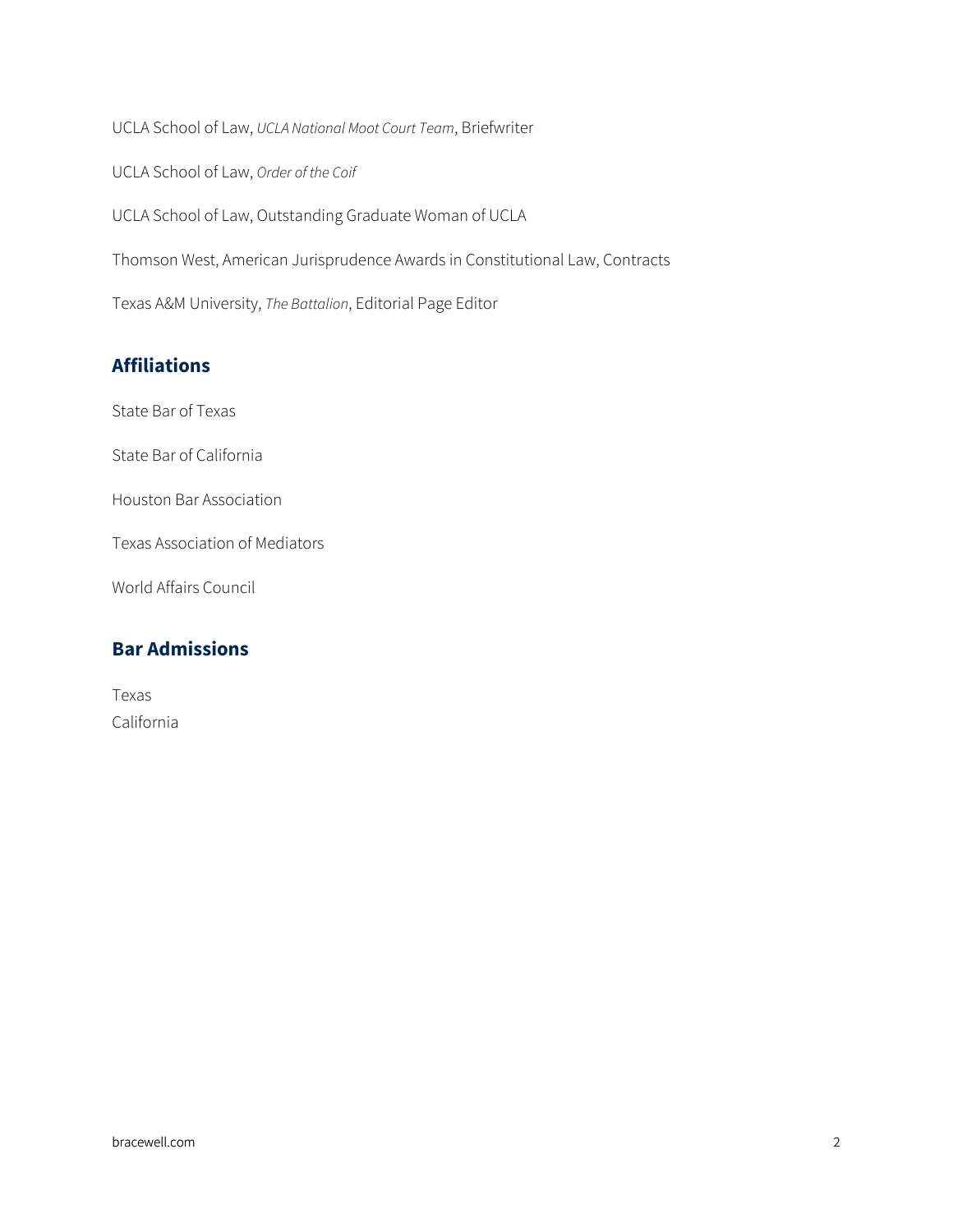UCLA School of Law, *UCLA National Moot Court Team*, Briefwriter

UCLA School of Law, *Order of the Coif*

UCLA School of Law, Outstanding Graduate Woman of UCLA

Thomson West, American Jurisprudence Awards in Constitutional Law, Contracts

Texas A&M University, *The Battalion*, Editorial Page Editor

## Affiliations

State Bar of Texas

State Bar of California

Houston Bar Association

Texas Association of Mediators

World Affairs Council

## Bar Admissions

Texas
California